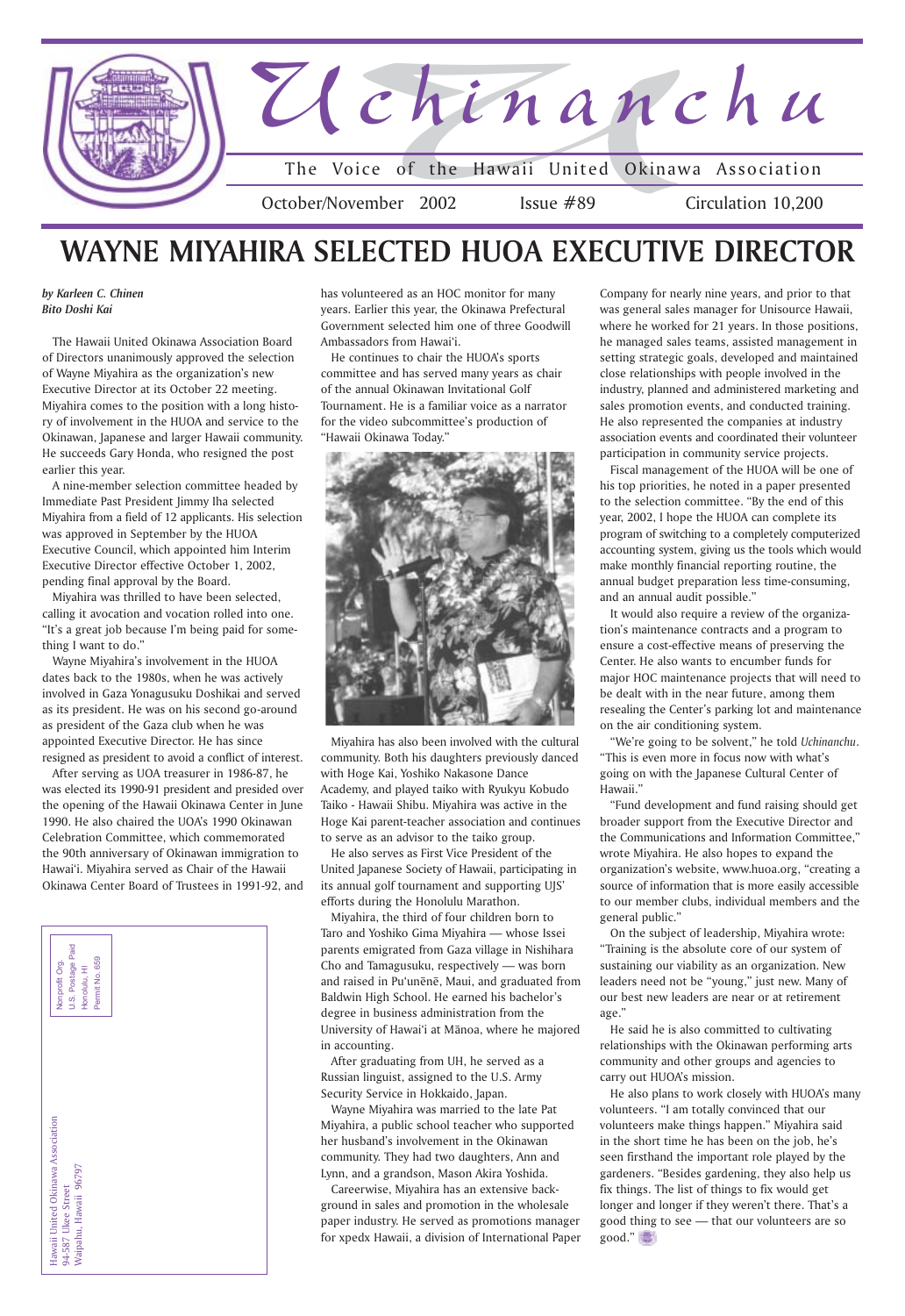# Uchinanchu

The Voice of the Hawaii United Okinawa Association

October/November 2002 Issue #89 Circulation 10,200

# WAYNE MIYAHIRA SELECTED HUOA EXECUTIVE DIRECTOR

***by Karleen C. Chinen***
***Bito Doshi Kai***

The Hawaii United Okinawa Association Board of Directors unanimously approved the selection of Wayne Miyahira as the organization's new Executive Director at its October 22 meeting. Miyahira comes to the position with a long history of involvement in the HUOA and service to the Okinawan, Japanese and larger Hawaii community. He succeeds Gary Honda, who resigned the post earlier this year.

A nine-member selection committee headed by Immediate Past President Jimmy Iha selected Miyahira from a field of 12 applicants. His selection was approved in September by the HUOA Executive Council, which appointed him Interim Executive Director effective October 1, 2002, pending final approval by the Board.

Miyahira was thrilled to have been selected, calling it avocation and vocation rolled into one. "It's a great job because I'm being paid for something I want to do."

Wayne Miyahira's involvement in the HUOA dates back to the 1980s, when he was actively involved in Gaza Yonagusuku Doshikai and served as its president. He was on his second go-around as president of the Gaza club when he was appointed Executive Director. He has since resigned as president to avoid a conflict of interest.

After serving as UOA treasurer in 1986-87, he was elected its 1990-91 president and presided over the opening of the Hawaii Okinawa Center in June 1990. He also chaired the UOA's 1990 Okinawan Celebration Committee, which commemorated the 90th anniversary of Okinawan immigration to Hawai'i. Miyahira served as Chair of the Hawaii Okinawa Center Board of Trustees in 1991-92, and has volunteered as an HOC monitor for many years. Earlier this year, the Okinawa Prefectural Government selected him one of three Goodwill Ambassadors from Hawai'i.

He continues to chair the HUOA's sports committee and has served many years as chair of the annual Okinawan Invitational Golf Tournament. He is a familiar voice as a narrator for the video subcommittee's production of "Hawaii Okinawa Today."

Miyahira has also been involved with the cultural community. Both his daughters previously danced with Hoge Kai, Yoshiko Nakasone Dance Academy, and played taiko with Ryukyu Kobudo Taiko - Hawaii Shibu. Miyahira was active in the Hoge Kai parent-teacher association and continues to serve as an advisor to the taiko group.

He also serves as First Vice President of the United Japanese Society of Hawaii, participating in its annual golf tournament and supporting UJS' efforts during the Honolulu Marathon.

Miyahira, the third of four children born to Taro and Yoshiko Gima Miyahira — whose Issei parents emigrated from Gaza village in Nishihara Cho and Tamagusuku, respectively — was born and raised in Pu'unēnē, Maui, and graduated from Baldwin High School. He earned his bachelor's degree in business administration from the University of Hawai'i at Mānoa, where he majored in accounting.

After graduating from UH, he served as a Russian linguist, assigned to the U.S. Army Security Service in Hokkaido, Japan.

Wayne Miyahira was married to the late Pat Miyahira, a public school teacher who supported her husband's involvement in the Okinawan community. They had two daughters, Ann and Lynn, and a grandson, Mason Akira Yoshida.

Careerwise, Miyahira has an extensive background in sales and promotion in the wholesale paper industry. He served as promotions manager for xpedx Hawaii, a division of International Paper Company for nearly nine years, and prior to that was general sales manager for Unisource Hawaii, where he worked for 21 years. In those positions, he managed sales teams, assisted management in setting strategic goals, developed and maintained close relationships with people involved in the industry, planned and administered marketing and sales promotion events, and conducted training. He also represented the companies at industry association events and coordinated their volunteer participation in community service projects.

Fiscal management of the HUOA will be one of his top priorities, he noted in a paper presented to the selection committee. "By the end of this year, 2002, I hope the HUOA can complete its program of switching to a completely computerized accounting system, giving us the tools which would make monthly financial reporting routine, the annual budget preparation less time-consuming, and an annual audit possible."

It would also require a review of the organization's maintenance contracts and a program to ensure a cost-effective means of preserving the Center. He also wants to encumber funds for major HOC maintenance projects that will need to be dealt with in the near future, among them resealing the Center's parking lot and maintenance on the air conditioning system.

"We're going to be solvent," he told *Uchinanchu*. "This is even more in focus now with what's going on with the Japanese Cultural Center of Hawaii."

"Fund development and fund raising should get broader support from the Executive Director and the Communications and Information Committee," wrote Miyahira. He also hopes to expand the organization's website, www.huoa.org, "creating a source of information that is more easily accessible to our member clubs, individual members and the general public."

On the subject of leadership, Miyahira wrote: "Training is the absolute core of our system of sustaining our viability as an organization. New leaders need not be "young," just new. Many of our best new leaders are near or at retirement age."

He said he is also committed to cultivating relationships with the Okinawan performing arts community and other groups and agencies to carry out HUOA's mission.

He also plans to work closely with HUOA's many volunteers. "I am totally convinced that our volunteers make things happen." Miyahira said in the short time he has been on the job, he's seen firsthand the important role played by the gardeners. "Besides gardening, they also help us fix things. The list of things to fix would get longer and longer if they weren't there. That's a good thing to see — that our volunteers are so good."

Hawaii United Okinawa Association
94-587 Ukee Street
Waipahu, Hawaii 96797

Nonprofit Org.
U.S. Postage Paid
Honolulu, HI
Permit No. 659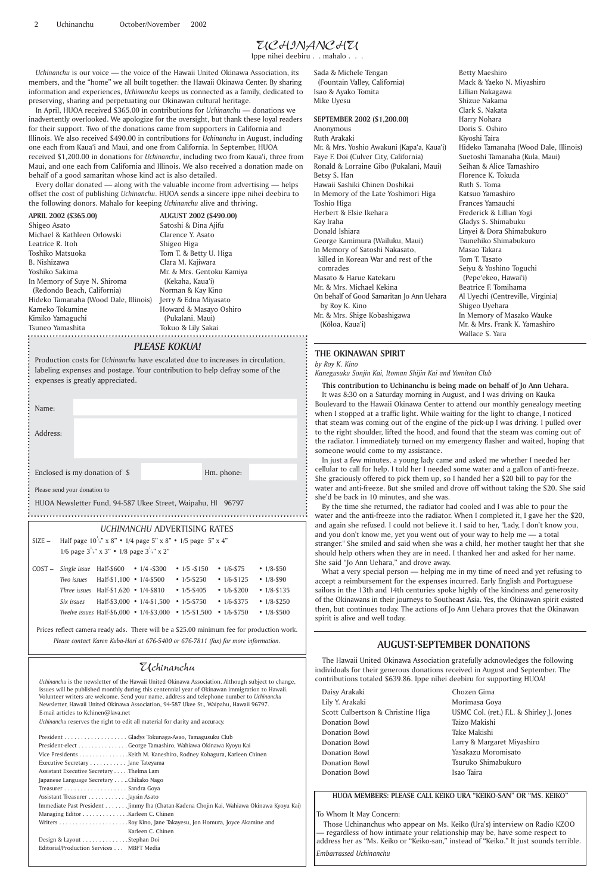# UCHINANCHU

Ippe nihei deebiru . . mahalo . . .

*Uchinanchu* is our voice — the voice of the Hawaii United Okinawa Association, its members, and the "home" we all built together: the Hawaii Okinawa Center. By sharing information and experiences, *Uchinanchu* keeps us connected as a family, dedicated to preserving, sharing and perpetuating our Okinawan cultural heritage.

In April, HUOA received $365.00 in contributions for *Uchinanchu* — donations we inadvertently overlooked. We apologize for the oversight, but thank these loyal readers for their support. Two of the donations came from supporters in California and Illinois. We also received $490.00 in contributions for *Uchinanchu* in August, including one each from Kaua'i and Maui, and one from California. In September, HUOA received $1,200.00 in donations for *Uchinanchu*, including two from Kaua'i, three from Maui, and one each from California and Illinois. We also received a donation made on behalf of a good samaritan whose kind act is also detailed.

Every dollar donated — along with the valuable income from advertising — helps offset the cost of publishing *Uchinanchu*. HUOA sends a sincere ippe nihei deebiru to the following donors. Mahalo for keeping *Uchinanchu* alive and thriving.

**APRIL 2002 ($365.00)**

Shigeo Asato
Michael & Kathleen Orlowski
Leatrice R. Itoh
Toshiko Matsuoka
B. Nishizawa
Yoshiko Sakima
In Memory of Suye N. Shiroma (Redondo Beach, California)
Hideko Tamanaha (Wood Dale, Illinois)
Kameko Tokumine
Kimiko Yamaguchi
Tsuneo Yamashita

**AUGUST 2002 ($490.00)**

Satoshi & Dina Ajifu
Clarence Y. Asato
Shigeo Higa
Tom T. & Betty U. Higa
Clara M. Kajiwara
Mr. & Mrs. Gentoku Kamiya (Kekaha, Kaua'i)
Norman & Kay Kino
Jerry & Edna Miyasato
Howard & Masayo Oshiro (Pukalani, Maui)
Tokuo & Lily Sakai
Sada & Michele Tengan (Fountain Valley, California)
Isao & Ayako Tomita
Mike Uyesu

**SEPTEMBER 2002 ($1,200.00)**

Anonymous
Ruth Arakaki
Mr. & Mrs. Yoshio Awakuni (Kapa'a, Kaua'i)
Faye F. Doi (Culver City, California)
Ronald & Lorraine Gibo (Pukalani, Maui)
Betsy S. Han
Hawaii Sashiki Chinen Doshikai
In Memory of the Late Yoshimori Higa
Toshio Higa
Herbert & Elsie Ikehara
Kay Iraha
Donald Ishiara
George Kamimura (Wailuku, Maui)
In Memory of Satoshi Nakasato, killed in Korean War and rest of the comrades
Masato & Harue Katekaru
Mr. & Mrs. Michael Kekina
On behalf of Good Samaritan Jo Ann Uehara by Roy K. Kino
Mr. & Mrs. Shige Kobashigawa (Kōloa, Kaua'i)
Betty Maeshiro
Mack & Yaeko N. Miyashiro
Lillian Nakagawa
Shizue Nakama
Clark S. Nakata
Harry Nohara
Doris S. Oshiro
Kiyoshi Taira
Hideko Tamanaha (Wood Dale, Illinois)
Suetoshi Tamanaha (Kula, Maui)
Seihan & Alice Tamashiro
Florence K. Tokuda
Ruth S. Toma
Katsuo Yamashiro
Frances Yamauchi
Frederick & Lillian Yogi
Gladys S. Shimabuku
Linyei & Dora Shimabukuro
Tsunehiko Shimabukuro
Masao Takara
Tom T. Tasato
Seiyu & Yoshino Toguchi (Pepe'ekeo, Hawai'i)
Beatrice F. Tomihama
Al Uyechi (Centreville, Virginia)
Shigeo Uyehara
In Memory of Masako Wauke
Mr. & Mrs. Frank K. Yamashiro
Wallace S. Yara

## PLEASE KOKUA!

Production costs for *Uchinanchu* have escalated due to increases in circulation, labeling expenses and postage. Your contribution to help defray some of the expenses is greatly appreciated.

Name:

Address:

Enclosed is my donation of $ Hm. phone:

Please send your donation to

HUOA Newsletter Fund, 94-587 Ukee Street, Waipahu, HI 96797

## UCHINANCHU ADVERTISING RATES

SIZE – Half page $10^{1/4}$" x 8" • 1/4 page 5" x 8" • 1/5 page 5" x 4"
1/6 page $3^{1/4}$" x 3" • 1/8 page $3^{1/4}$" x 2"

| COST – | Half | 1/4 | 1/5 | 1/6 | 1/8 |
|---|---|---|---|---|---|
| *Single issue* | Half-$600 | 1/4 -$300 | 1/5 -$150 | 1/6-$75 | 1/8-$50 |
| *Two issues* | Half-$1,100 | 1/4-$500 | 1/5-$250 | 1/6-$125 | 1/8-$90 |
| *Three issues* | Half-$1,620 | 1/4-$810 | 1/5-$405 | 1/6-$200 | 1/8-$135 |
| *Six issues* | Half-$3,000 | 1/4-$1,500 | 1/5-$750 | 1/6-$375 | 1/8-$250 |
| *Twelve issues* | Half-$6,000 | 1/4-$3,000 | 1/5-$1,500 | 1/6-$750 | 1/8-$500 |

Prices reflect camera ready ads. There will be a $25.00 minimum fee for production work.

*Please contact Karen Kuba-Hori at 676-5400 or 676-7811 (fax) for more information.*

## Uchinanchu

*Uchinanchu* is the newsletter of the Hawaii United Okinawa Association. Although subject to change, issues will be published monthly during this centennial year of Okinawan immigration to Hawaii. Volunteer writers are welcome. Send your name, address and telephone number to *Uchinanchu* Newsletter, Hawaii United Okinawa Association, 94-587 Ukee St., Waipahu, Hawaii 96797. E-mail articles to Kchinen@lava.net

*Uchinanchu* reserves the right to edit all material for clarity and accuracy.

President . . . . . . . . . . . . . . . . . . . Gladys Tokunaga-Asao, Tamagusuku Club
President-elect . . . . . . . . . . . . . . . George Tamashiro, Wahiawa Okinawa Kyoyu Kai
Vice Presidents . . . . . . . . . . . . . . .Keith M. Kaneshiro, Rodney Kohagura, Karleen Chinen
Executive Secretary . . . . . . . . . . . Jane Tateyama
Assistant Executive Secretary . . . . Thelma Lam
Japanese Language Secretary . . . . .Chikako Nago
Treasurer . . . . . . . . . . . . . . . . . . . Sandra Goya
Assistant Treasurer . . . . . . . . . . . .Jaysin Asato
Immediate Past President . . . . . . .Jimmy Iha (Chatan-Kadena Chojin Kai, Wahiawa Okinawa Kyoyu Kai)
Managing Editor . . . . . . . . . . . . . .Karleen C. Chinen
Writers . . . . . . . . . . . . . . . . . . . . .Roy Kino, Jane Takayesu, Jon Homura, Joyce Akamine and Karleen C. Chinen
Design & Layout . . . . . . . . . . . . . .Stephan Doi
Editorial/Production Services . . . MBFT Media

## THE OKINAWAN SPIRIT

*by Roy K. Kino*

*Kanegusuku Sonjin Kai, Itoman Shijin Kai and Yomitan Club*

**This contribution to Uchinanchu is being made on behalf of Jo Ann Uehara.**

It was 8:30 on a Saturday morning in August, and I was driving on Kauka Boulevard to the Hawaii Okinawa Center to attend our monthly genealogy meeting when I stopped at a traffic light. While waiting for the light to change, I noticed that steam was coming out of the engine of the pick-up I was driving. I pulled over to the right shoulder, lifted the hood, and found that the steam was coming out of the radiator. I immediately turned on my emergency flasher and waited, hoping that someone would come to my assistance.

In just a few minutes, a young lady came and asked me whether I needed her cellular to call for help. I told her I needed some water and a gallon of anti-freeze. She graciously offered to pick them up, so I handed her a $20 bill to pay for the water and anti-freeze. But she smiled and drove off without taking the $20. She said she'd be back in 10 minutes, and she was.

By the time she returned, the radiator had cooled and I was able to pour the water and the anti-freeze into the radiator. When I completed it, I gave her the $20, and again she refused. I could not believe it. I said to her, "Lady, I don't know you, and you don't know me, yet you went out of your way to help me — a total stranger." She smiled and said when she was a child, her mother taught her that she should help others when they are in need. I thanked her and asked for her name. She said "Jo Ann Uehara," and drove away.

What a very special person — helping me in my time of need and yet refusing to accept a reimbursement for the expenses incurred. Early English and Portuguese sailors in the 13th and 14th centuries spoke highly of the kindness and generosity of the Okinawans in their journeys to Southeast Asia. Yes, the Okinawan spirit existed then, but continues today. The actions of Jo Ann Uehara proves that the Okinawan spirit is alive and well today.

## AUGUST-SEPTEMBER DONATIONS

The Hawaii United Okinawa Association gratefully acknowledges the following individuals for their generous donations received in August and September. The contributions totaled $639.86. Ippe nihei deebiru for supporting HUOA!

Daisy Arakaki
Lily Y. Arakaki
Scott Culbertson & Christine Higa
Donation Bowl
Donation Bowl
Donation Bowl
Donation Bowl
Donation Bowl
Donation Bowl
Chozen Gima
Morimasa Goya
USMC Col. (ret.) F.L. & Shirley J. Jones
Taizo Makishi
Take Makishi
Larry & Margaret Miyashiro
Yasakazu Moromisato
Tsuruko Shimabukuro
Isao Taira

**HUOA MEMBERS: PLEASE CALL KEIKO URA "KEIKO-SAN" OR "MS. KEIKO"**

To Whom It May Concern:

Those Uchinanchus who appear on Ms. Keiko (Ura's) interview on Radio KZOO — regardless of how intimate your relationship may be, have some respect to address her as "Ms. Keiko or "Keiko-san," instead of "Keiko." It just sounds terrible.

*Embarrassed Uchinanchu*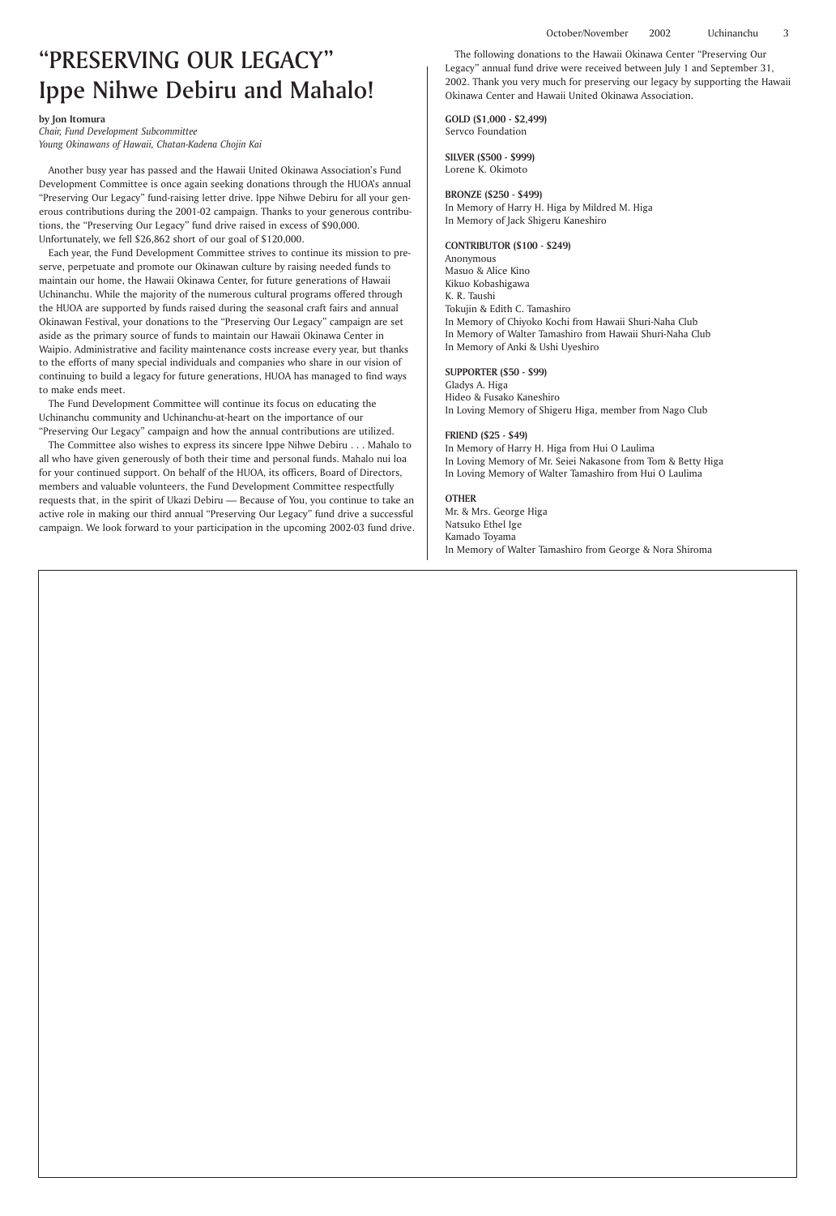# "PRESERVING OUR LEGACY" Ippe Nihwe Debiru and Mahalo!

**by Jon Itomura**
*Chair, Fund Development Subcommittee*
*Young Okinawans of Hawaii, Chatan-Kadena Chojin Kai*

Another busy year has passed and the Hawaii United Okinawa Association's Fund Development Committee is once again seeking donations through the HUOA's annual "Preserving Our Legacy" fund-raising letter drive. Ippe Nihwe Debiru for all your generous contributions during the 2001-02 campaign. Thanks to your generous contributions, the "Preserving Our Legacy" fund drive raised in excess of $90,000. Unfortunately, we fell $26,862 short of our goal of $120,000.

Each year, the Fund Development Committee strives to continue its mission to preserve, perpetuate and promote our Okinawan culture by raising needed funds to maintain our home, the Hawaii Okinawa Center, for future generations of Hawaii Uchinanchu. While the majority of the numerous cultural programs offered through the HUOA are supported by funds raised during the seasonal craft fairs and annual Okinawan Festival, your donations to the "Preserving Our Legacy" campaign are set aside as the primary source of funds to maintain our Hawaii Okinawa Center in Waipio. Administrative and facility maintenance costs increase every year, but thanks to the efforts of many special individuals and companies who share in our vision of continuing to build a legacy for future generations, HUOA has managed to find ways to make ends meet.

The Fund Development Committee will continue its focus on educating the Uchinanchu community and Uchinanchu-at-heart on the importance of our "Preserving Our Legacy" campaign and how the annual contributions are utilized.

The Committee also wishes to express its sincere Ippe Nihwe Debiru . . . Mahalo to all who have given generously of both their time and personal funds. Mahalo nui loa for your continued support. On behalf of the HUOA, its officers, Board of Directors, members and valuable volunteers, the Fund Development Committee respectfully requests that, in the spirit of Ukazi Debiru — Because of You, you continue to take an active role in making our third annual "Preserving Our Legacy" fund drive a successful campaign. We look forward to your participation in the upcoming 2002-03 fund drive.

The following donations to the Hawaii Okinawa Center "Preserving Our Legacy" annual fund drive were received between July 1 and September 31, 2002. Thank you very much for preserving our legacy by supporting the Hawaii Okinawa Center and Hawaii United Okinawa Association.

**GOLD ($1,000 - $2,499)**
Servco Foundation

**SILVER ($500 - $999)**
Lorene K. Okimoto

**BRONZE ($250 - $499)**
In Memory of Harry H. Higa by Mildred M. Higa
In Memory of Jack Shigeru Kaneshiro

**CONTRIBUTOR ($100 - $249)**
Anonymous
Masuo & Alice Kino
Kikuo Kobashigawa
K. R. Taushi
Tokujin & Edith C. Tamashiro
In Memory of Chiyoko Kochi from Hawaii Shuri-Naha Club
In Memory of Walter Tamashiro from Hawaii Shuri-Naha Club
In Memory of Anki & Ushi Uyeshiro

**SUPPORTER ($50 - $99)**
Gladys A. Higa
Hideo & Fusako Kaneshiro
In Loving Memory of Shigeru Higa, member from Nago Club

**FRIEND ($25 - $49)**
In Memory of Harry H. Higa from Hui O Laulima
In Loving Memory of Mr. Seiei Nakasone from Tom & Betty Higa
In Loving Memory of Walter Tamashiro from Hui O Laulima

**OTHER**
Mr. & Mrs. George Higa
Natsuko Ethel Ige
Kamado Toyama
In Memory of Walter Tamashiro from George & Nora Shiroma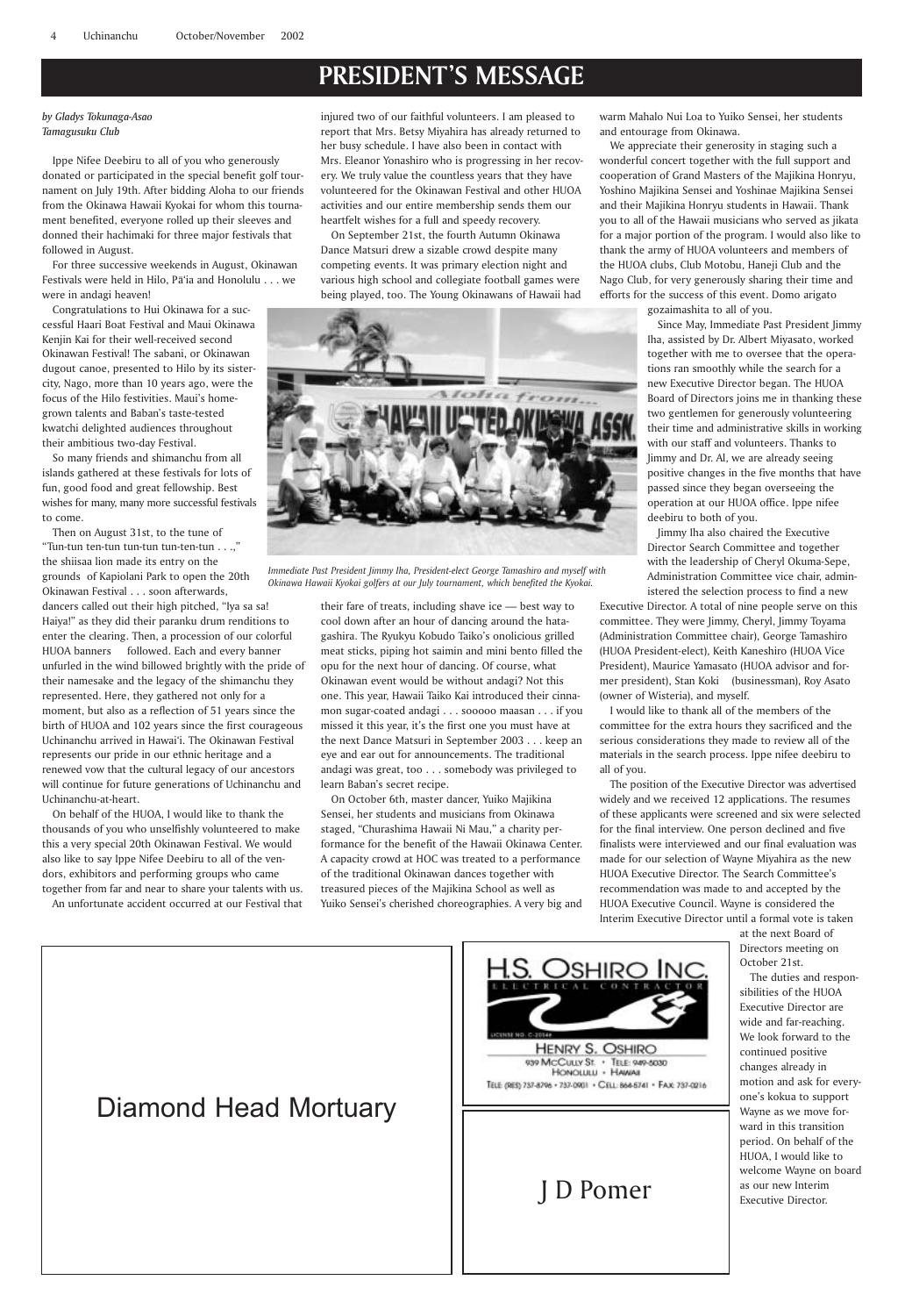# PRESIDENT'S MESSAGE

*by Gladys Tokunaga-Asao*
*Tamagusuku Club*

Ippe Nifee Deebiru to all of you who generously donated or participated in the special benefit golf tournament on July 19th. After bidding Aloha to our friends from the Okinawa Hawaii Kyokai for whom this tournament benefited, everyone rolled up their sleeves and donned their hachimaki for three major festivals that followed in August.

For three successive weekends in August, Okinawan Festivals were held in Hilo, Pā'ia and Honolulu . . . we were in andagi heaven!

Congratulations to Hui Okinawa for a successful Haari Boat Festival and Maui Okinawa Kenjin Kai for their well-received second Okinawan Festival! The sabani, or Okinawan dugout canoe, presented to Hilo by its sister-city, Nago, more than 10 years ago, were the focus of the Hilo festivities. Maui's home-grown talents and Baban's taste-tested kwatchi delighted audiences throughout their ambitious two-day Festival.

So many friends and shimanchu from all islands gathered at these festivals for lots of fun, good food and great fellowship. Best wishes for many, many more successful festivals to come.

Then on August 31st, to the tune of "Tun-tun ten-tun tun-tun tun-ten-tun . . .," the shiisaa lion made its entry on the grounds of Kapiolani Park to open the 20th Okinawan Festival . . . soon afterwards, dancers called out their high pitched, "Iya sa sa! Haiya!" as they did their paranku drum renditions to enter the clearing. Then, a procession of our colorful HUOA banners followed. Each and every banner unfurled in the wind billowed brightly with the pride of their namesake and the legacy of the shimanchu they represented. Here, they gathered not only for a moment, but also as a reflection of 51 years since the birth of HUOA and 102 years since the first courageous Uchinanchu arrived in Hawai'i. The Okinawan Festival represents our pride in our ethnic heritage and a renewed vow that the cultural legacy of our ancestors will continue for future generations of Uchinanchu and Uchinanchu-at-heart.

On behalf of the HUOA, I would like to thank the thousands of you who unselfishly volunteered to make this a very special 20th Okinawan Festival. We would also like to say Ippe Nifee Deebiru to all of the vendors, exhibitors and performing groups who came together from far and near to share your talents with us.

An unfortunate accident occurred at our Festival that injured two of our faithful volunteers. I am pleased to report that Mrs. Betsy Miyahira has already returned to her busy schedule. I have also been in contact with Mrs. Eleanor Yonashiro who is progressing in her recovery. We truly value the countless years that they have volunteered for the Okinawan Festival and other HUOA activities and our entire membership sends them our heartfelt wishes for a full and speedy recovery.

On September 21st, the fourth Autumn Okinawa Dance Matsuri drew a sizable crowd despite many competing events. It was primary election night and various high school and collegiate football games were being played, too. The Young Okinawans of Hawaii had their fare of treats, including shave ice — best way to cool down after an hour of dancing around the hatagashira. The Ryukyu Kobudo Taiko's onolicious grilled meat sticks, piping hot saimin and mini bento filled the opu for the next hour of dancing. Of course, what Okinawan event would be without andagi? Not this one. This year, Hawaii Taiko Kai introduced their cinnamon sugar-coated andagi . . . sooooo maasan . . . if you missed it this year, it's the first one you must have at the next Dance Matsuri in September 2003 . . . keep an eye and ear out for announcements. The traditional andagi was great, too . . . somebody was privileged to learn Baban's secret recipe.

*Immediate Past President Jimmy Iha, President-elect George Tamashiro and myself with Okinawa Hawaii Kyokai golfers at our July tournament, which benefited the Kyokai.*

On October 6th, master dancer, Yuiko Majikina Sensei, her students and musicians from Okinawa staged, "Churashima Hawaii Ni Mau," a charity performance for the benefit of the Hawaii Okinawa Center. A capacity crowd at HOC was treated to a performance of the traditional Okinawan dances together with treasured pieces of the Majikina School as well as Yuiko Sensei's cherished choreographies. A very big and warm Mahalo Nui Loa to Yuiko Sensei, her students and entourage from Okinawa.

We appreciate their generosity in staging such a wonderful concert together with the full support and cooperation of Grand Masters of the Majikina Honryu, Yoshino Majikina Sensei and Yoshinae Majikina Sensei and their Majikina Honryu students in Hawaii. Thank you to all of the Hawaii musicians who served as jikata for a major portion of the program. I would also like to thank the army of HUOA volunteers and members of the HUOA clubs, Club Motobu, Haneji Club and the Nago Club, for very generously sharing their time and efforts for the success of this event. Domo arigato gozaimashita to all of you.

Since May, Immediate Past President Jimmy Iha, assisted by Dr. Albert Miyasato, worked together with me to oversee that the operations ran smoothly while the search for a new Executive Director began. The HUOA Board of Directors joins me in thanking these two gentlemen for generously volunteering their time and administrative skills in working with our staff and volunteers. Thanks to Jimmy and Dr. Al, we are already seeing positive changes in the five months that have passed since they began overseeing the operation at our HUOA office. Ippe nifee deebiru to both of you.

Jimmy Iha also chaired the Executive Director Search Committee and together with the leadership of Cheryl Okuma-Sepe, Administration Committee vice chair, administered the selection process to find a new Executive Director. A total of nine people serve on this committee. They were Jimmy, Cheryl, Jimmy Toyama (Administration Committee chair), George Tamashiro (HUOA President-elect), Keith Kaneshiro (HUOA Vice President), Maurice Yamasato (HUOA advisor and former president), Stan Koki (businessman), Roy Asato (owner of Wisteria), and myself.

I would like to thank all of the members of the committee for the extra hours they sacrificed and the serious considerations they made to review all of the materials in the search process. Ippe nifee deebiru to all of you.

The position of the Executive Director was advertised widely and we received 12 applications. The resumes of these applicants were screened and six were selected for the final interview. One person declined and five finalists were interviewed and our final evaluation was made for our selection of Wayne Miyahira as the new HUOA Executive Director. The Search Committee's recommendation was made to and accepted by the HUOA Executive Council. Wayne is considered the Interim Executive Director until a formal vote is taken at the next Board of Directors meeting on October 21st.

The duties and responsibilities of the HUOA Executive Director are wide and far-reaching. We look forward to the continued positive changes already in motion and ask for everyone's kokua to support Wayne as we move forward in this transition period. On behalf of the HUOA, I would like to welcome Wayne on board as our new Interim Executive Director.

Diamond Head Mortuary

H.S. OSHIRO INC.
ELECTRICAL CONTRACTOR
LICENSE NO. C-20344
HENRY S. OSHIRO
939 McCully St. • Tele: 949-5030
Honolulu • Hawaii
Tele: (Res) 737-8796 • 737-0901 • Cell: 864-5741 • Fax: 737-0216

J D Pomer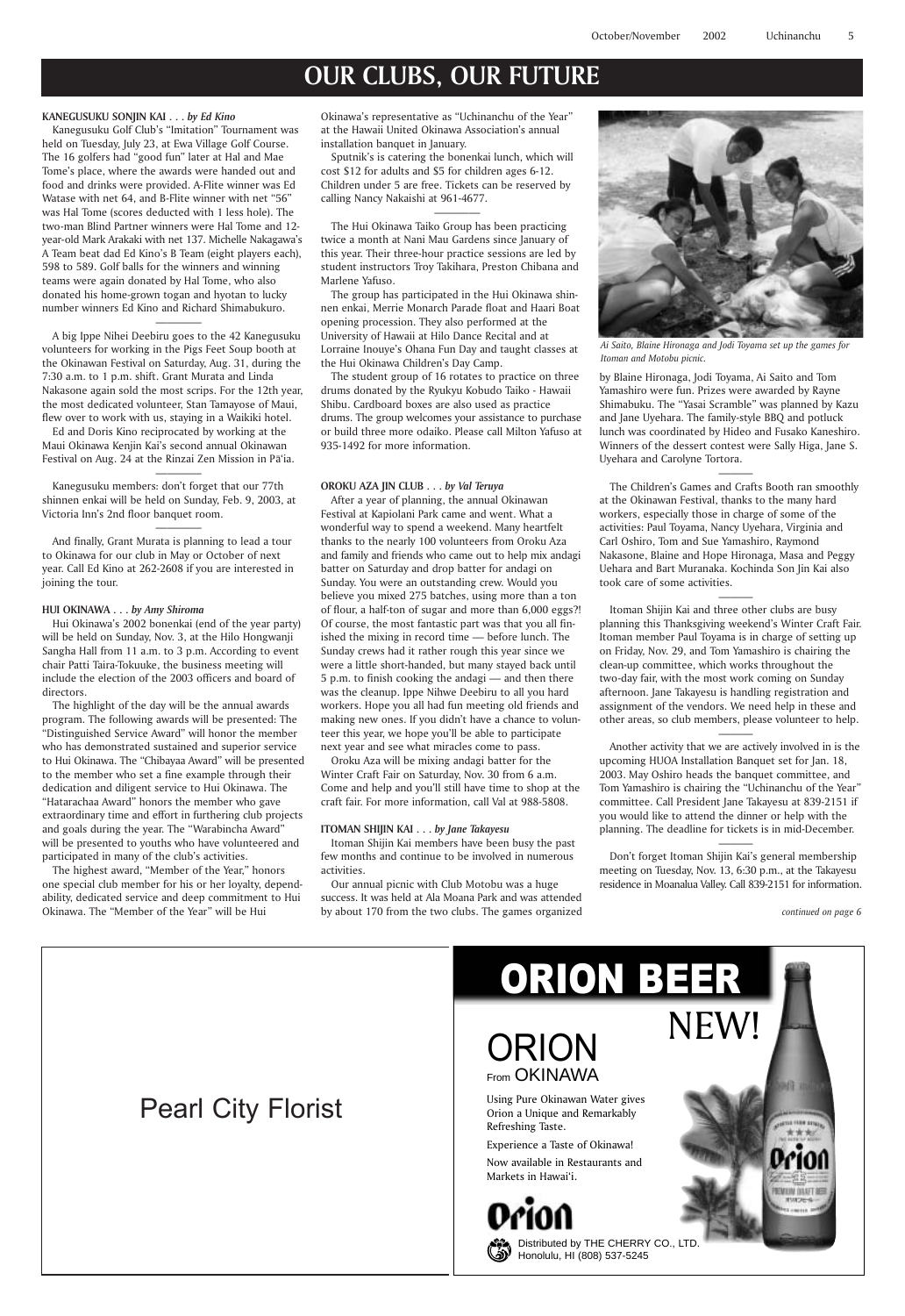# OUR CLUBS, OUR FUTURE

**KANEGUSUKU SONJIN KAI . . .** ***by Ed Kino***

Kanegusuku Golf Club's "Imitation" Tournament was held on Tuesday, July 23, at Ewa Village Golf Course. The 16 golfers had "good fun" later at Hal and Mae Tome's place, where the awards were handed out and food and drinks were provided. A-Flite winner was Ed Watase with net 64, and B-Flite winner with net "56" was Hal Tome (scores deducted with 1 less hole). The two-man Blind Partner winners were Hal Tome and 12-year-old Mark Arakaki with net 137. Michelle Nakagawa's A Team beat dad Ed Kino's B Team (eight players each), 598 to 589. Golf balls for the winners and winning teams were again donated by Hal Tome, who also donated his home-grown togan and hyotan to lucky number winners Ed Kino and Richard Shimabukuro.

---

A big Ippe Nihei Deebiru goes to the 42 Kanegusuku volunteers for working in the Pigs Feet Soup booth at the Okinawan Festival on Saturday, Aug. 31, during the 7:30 a.m. to 1 p.m. shift. Grant Murata and Linda Nakasone again sold the most scrips. For the 12th year, the most dedicated volunteer, Stan Tamayose of Maui, flew over to work with us, staying in a Waikiki hotel.

Ed and Doris Kino reciprocated by working at the Maui Okinawa Kenjin Kai's second annual Okinawan Festival on Aug. 24 at the Rinzai Zen Mission in Pā'ia.

---

Kanegusuku members: don't forget that our 77th shinnen enkai will be held on Sunday, Feb. 9, 2003, at Victoria Inn's 2nd floor banquet room.

---

And finally, Grant Murata is planning to lead a tour to Okinawa for our club in May or October of next year. Call Ed Kino at 262-2608 if you are interested in joining the tour.

**HUI OKINAWA . . .** ***by Amy Shiroma***

Hui Okinawa's 2002 bonenkai (end of the year party) will be held on Sunday, Nov. 3, at the Hilo Hongwanji Sangha Hall from 11 a.m. to 3 p.m. According to event chair Patti Taira-Tokuuke, the business meeting will include the election of the 2003 officers and board of directors.

The highlight of the day will be the annual awards program. The following awards will be presented: The "Distinguished Service Award" will honor the member who has demonstrated sustained and superior service to Hui Okinawa. The "Chibayaa Award" will be presented to the member who set a fine example through their dedication and diligent service to Hui Okinawa. The "Hatarachaa Award" honors the member who gave extraordinary time and effort in furthering club projects and goals during the year. The "Warabincha Award" will be presented to youths who have volunteered and participated in many of the club's activities.

The highest award, "Member of the Year," honors one special club member for his or her loyalty, dependability, dedicated service and deep commitment to Hui Okinawa. The "Member of the Year" will be Hui Okinawa's representative as "Uchinanchu of the Year" at the Hawaii United Okinawa Association's annual installation banquet in January.

Sputnik's is catering the bonenkai lunch, which will cost $12 for adults and $5 for children ages 6-12. Children under 5 are free. Tickets can be reserved by calling Nancy Nakaishi at 961-4677.

---

The Hui Okinawa Taiko Group has been practicing twice a month at Nani Mau Gardens since January of this year. Their three-hour practice sessions are led by student instructors Troy Takihara, Preston Chibana and Marlene Yafuso.

The group has participated in the Hui Okinawa shinnen enkai, Merrie Monarch Parade float and Haari Boat opening procession. They also performed at the University of Hawaii at Hilo Dance Recital and at Lorraine Inouye's Ohana Fun Day and taught classes at the Hui Okinawa Children's Day Camp.

The student group of 16 rotates to practice on three drums donated by the Ryukyu Kobudo Taiko - Hawaii Shibu. Cardboard boxes are also used as practice drums. The group welcomes your assistance to purchase or build three more odaiko. Please call Milton Yafuso at 935-1492 for more information.

**OROKU AZA JIN CLUB . . .** ***by Val Teruya***

After a year of planning, the annual Okinawan Festival at Kapiolani Park came and went. What a wonderful way to spend a weekend. Many heartfelt thanks to the nearly 100 volunteers from Oroku Aza and family and friends who came out to help mix andagi batter on Saturday and drop batter for andagi on Sunday. You were an outstanding crew. Would you believe you mixed 275 batches, using more than a ton of flour, a half-ton of sugar and more than 6,000 eggs?! Of course, the most fantastic part was that you all finished the mixing in record time — before lunch. The Sunday crews had it rather rough this year since we were a little short-handed, but many stayed back until 5 p.m. to finish cooking the andagi — and then there was the cleanup. Ippe Nihwe Deebiru to all you hard workers. Hope you all had fun meeting old friends and making new ones. If you didn't have a chance to volunteer this year, we hope you'll be able to participate next year and see what miracles come to pass.

Oroku Aza will be mixing andagi batter for the Winter Craft Fair on Saturday, Nov. 30 from 6 a.m. Come and help and you'll still have time to shop at the craft fair. For more information, call Val at 988-5808.

**ITOMAN SHIJIN KAI . . .** ***by Jane Takayesu***

Itoman Shijin Kai members have been busy the past few months and continue to be involved in numerous activities.

Our annual picnic with Club Motobu was a huge success. It was held at Ala Moana Park and was attended by about 170 from the two clubs. The games organized by Blaine Hironaga, Jodi Toyama, Ai Saito and Tom Yamashiro were fun. Prizes were awarded by Rayne Shimabuku. The "Yasai Scramble" was planned by Kazu and Jane Uyehara. The family-style BBQ and potluck lunch was coordinated by Hideo and Fusako Kaneshiro. Winners of the dessert contest were Sally Higa, Jane S. Uyehara and Carolyne Tortora.

*Ai Saito, Blaine Hironaga and Jodi Toyama set up the games for Itoman and Motobu picnic.*

---

The Children's Games and Crafts Booth ran smoothly at the Okinawan Festival, thanks to the many hard workers, especially those in charge of some of the activities: Paul Toyama, Nancy Uyehara, Virginia and Carl Oshiro, Tom and Sue Yamashiro, Raymond Nakasone, Blaine and Hope Hironaga, Masa and Peggy Uehara and Bart Muranaka. Kochinda Son Jin Kai also took care of some activities.

---

Itoman Shijin Kai and three other clubs are busy planning this Thanksgiving weekend's Winter Craft Fair. Itoman member Paul Toyama is in charge of setting up on Friday, Nov. 29, and Tom Yamashiro is chairing the clean-up committee, which works throughout the two-day fair, with the most work coming on Sunday afternoon. Jane Takayesu is handling registration and assignment of the vendors. We need help in these and other areas, so club members, please volunteer to help.

---

Another activity that we are actively involved in is the upcoming HUOA Installation Banquet set for Jan. 18, 2003. May Oshiro heads the banquet committee, and Tom Yamashiro is chairing the "Uchinanchu of the Year" committee. Call President Jane Takayesu at 839-2151 if you would like to attend the dinner or help with the planning. The deadline for tickets is in mid-December.

---

Don't forget Itoman Shijin Kai's general membership meeting on Tuesday, Nov. 13, 6:30 p.m., at the Takayesu residence in Moanalua Valley. Call 839-2151 for information.

*continued on page 6*

---

Pearl City Florist

---

**ORION BEER**

NEW!

ORION
From OKINAWA

Using Pure Okinawan Water gives Orion a Unique and Remarkably Refreshing Taste.

Experience a Taste of Okinawa!

Now available in Restaurants and Markets in Hawai'i.

Orion

Distributed by THE CHERRY CO., LTD.
Honolulu, HI (808) 537-5245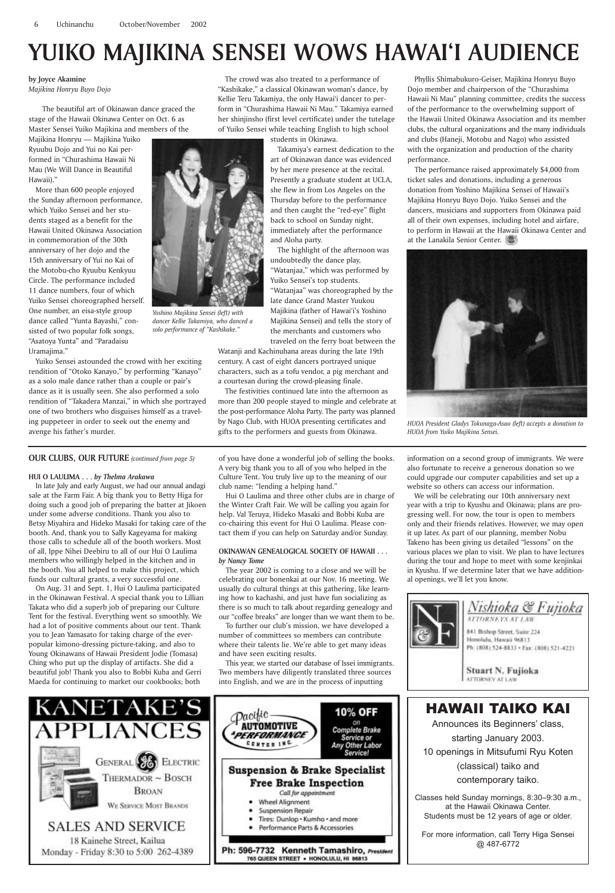# YUIKO MAJIKINA SENSEI WOWS HAWAI'I AUDIENCE

**by Joyce Akamine**
*Majikina Honryu Buyo Dojo*

The beautiful art of Okinawan dance graced the stage of the Hawaii Okinawa Center on Oct. 6 as Master Sensei Yuiko Majikina and members of the Majikina Honryu — Majikina Yuiko Ryuubu Dojo and Yui no Kai performed in "Churashima Hawaii Ni Mau (We Will Dance in Beautiful Hawaii)."

More than 600 people enjoyed the Sunday afternoon performance, which Yuiko Sensei and her students staged as a benefit for the Hawaii United Okinawa Association in commemoration of the 30th anniversary of her dojo and the 15th anniversary of Yui no Kai of the Motobu-cho Ryuubu Kenkyuu Circle. The performance included 11 dance numbers, four of which Yuiko Sensei choreographed herself. One number, an eisa-style group dance called "Yunta Bayashi," consisted of two popular folk songs, "Asatoya Yunta" and "Paradaisu Uramajima."

Yuiko Sensei astounded the crowd with her exciting rendition of "Otoko Kanayo," by performing "Kanayo" as a solo male dance rather than a couple or pair's dance as it is usually seen. She also performed a solo rendition of "Takadera Manzai," in which she portrayed one of two brothers who disguises himself as a traveling puppeteer in order to seek out the enemy and avenge his father's murder.

The crowd was also treated to a performance of "Kashikake," a classical Okinawan woman's dance, by Kellie Teru Takamiya, the only Hawai'i dancer to perform in "Churashima Hawaii Ni Mau." Takamiya earned her shinjinsho (first level certificate) under the tutelage of Yuiko Sensei while teaching English to high school students in Okinawa.

*Yoshino Majikina Sensei (left) with dancer Kellie Takamiya, who danced a solo performance of "Kashikake."*

Takamiya's earnest dedication to the art of Okinawan dance was evidenced by her mere presence at the recital. Presently a graduate student at UCLA, she flew in from Los Angeles on the Thursday before to the performance and then caught the "red-eye" flight back to school on Sunday night, immediately after the performance and Aloha party.

The highlight of the afternoon was undoubtedly the dance play, "Watanjaa," which was performed by Yuiko Sensei's top students. "Watanjaa" was choreographed by the late dance Grand Master Yuukou Majikina (father of Hawai'i's Yoshino Majikina Sensei) and tells the story of the merchants and customers who traveled on the ferry boat between the Watanji and Kachinuhana areas during the late 19th century. A cast of eight dancers portrayed unique characters, such as a tofu vendor, a pig merchant and a courtesan during the crowd-pleasing finale.

The festivities continued late into the afternoon as more than 200 people stayed to mingle and celebrate at the post-performance Aloha Party. The party was planned by Nago Club, with HUOA presenting certificates and gifts to the performers and guests from Okinawa.

Phyllis Shimabukuro-Geiser, Majikina Honryu Buyo Dojo member and chairperson of the "Churashima Hawaii Ni Mau" planning committee, credits the success of the performance to the overwhelming support of the Hawaii United Okinawa Association and its member clubs, the cultural organizations and the many individuals and clubs (Haneji, Motobu and Nago) who assisted with the organization and production of the charity performance.

The performance raised approximately $4,000 from ticket sales and donations, including a generous donation from Yoshino Majikina Sensei of Hawaii's Majikina Honryu Buyo Dojo. Yuiko Sensei and the dancers, musicians and supporters from Okinawa paid all of their own expenses, including hotel and airfare, to perform in Hawaii at the Hawaii Okinawa Center and at the Lanakila Senior Center.

*HUOA President Gladys Tokunaga-Asao (left) accepts a donation to HUOA from Yuiko Majikina Sensei.*

---

**OUR CLUBS, OUR FUTURE** *(continued from page 5)*

**HUI O LAULIMA . . .** ***by Thelma Arakawa***

In late July and early August, we had our annual andagi sale at the Farm Fair. A big thank you to Betty Higa for doing such a good job of preparing the batter at Jikoen under some adverse conditions. Thank you also to Betsy Miyahira and Hideko Masaki for taking care of the booth. And, thank you to Sally Kageyama for making those calls to schedule all of the booth workers. Most of all, Ippe Nihei Deebiru to all of our Hui O Laulima members who willingly helped in the kitchen and in the booth. You all helped to make this project, which funds our cultural grants, a very successful one.

On Aug. 31 and Sept. 1, Hui O Laulima participated in the Okinawan Festival. A special thank you to Lillian Takata who did a superb job of preparing our Culture Tent for the festival. Everything went so smoothly. We had a lot of positive comments about our tent. Thank you to Jean Yamasato for taking charge of the ever-popular kimono-dressing picture-taking, and also to Young Okinawans of Hawaii President Jodie (Tomasa) Ching who put up the display of artifacts. She did a beautiful job! Thank you also to Bobbi Kuba and Gerri Maeda for continuing to market our cookbooks; both of you have done a wonderful job of selling the books. A very big thank you to all of you who helped in the Culture Tent. You truly live up to the meaning of our club name: "lending a helping hand."

Hui O Laulima and three other clubs are in charge of the Winter Craft Fair. We will be calling you again for help. Val Teruya, Hideko Masaki and Bobbi Kuba are co-chairing this event for Hui O Laulima. Please contact them if you can help on Saturday and/or Sunday.

**OKINAWAN GENEALOGICAL SOCIETY OF HAWAII . . .** ***by Nancy Tome***

The year 2002 is coming to a close and we will be celebrating our bonenkai at our Nov. 16 meeting. We usually do cultural things at this gathering, like learning how to kachashi, and just have fun socializing as there is so much to talk about regarding genealogy and our "coffee breaks" are longer than we want them to be.

To further our club's mission, we have developed a number of committees so members can contribute where their talents lie. We're able to get many ideas and have seen exciting results.

This year, we started our database of Issei immigrants. Two members have diligently translated three sources into English, and we are in the process of inputting information on a second group of immigrants. We were also fortunate to receive a generous donation so we could upgrade our computer capabilities and set up a website so others can access our information.

We will be celebrating our 10th anniversary next year with a trip to Kyushu and Okinawa; plans are progressing well. For now, the tour is open to members only and their friends relatives. However, we may open it up later. As part of our planning, member Nobu Takeno has been giving us detailed "lessons" on the various places we plan to visit. We plan to have lectures during the tour and hope to meet with some kenjinkai in Kyushu. If we determine later that we have additional openings, we'll let you know.

---

*Nishioka & Fujioka*
ATTORNEYS AT LAW
841 Bishop Street, Suite 224
Honolulu, Hawaii 96813
Ph: (808) 524-8833 • Fax: (808) 521-4221
**Stuart N. Fujioka**
ATTORNEY AT LAW

---

# KANETAKE'S APPLIANCES

GENERAL ELECTRIC
THERMADOR ~ BOSCH
BROAN
WE SERVICE MOST BRANDS

SALES AND SERVICE
18 Kainehe Street, Kailua
Monday - Friday 8:30 to 5:00 262-4389

---

Pacific AUTOMOTIVE PERFORMANCE CENTER INC.

**10% OFF** on Complete Brake Service or Any Other Labor Service!

**Suspension & Brake Specialist**
**Free Brake Inspection**
*Call for appointment*

- Wheel Alignment
- Suspension Repair
- Tires: Dunlop • Kumho • and more
- Performance Parts & Accessories

**Ph: 596-7732 Kenneth Tamashiro,** *President*
765 QUEEN STREET • HONOLULU, HI 96813

---

## HAWAII TAIKO KAI

Announces its Beginners' class, starting January 2003. 10 openings in Mitsufumi Ryu Koten (classical) taiko and contemporary taiko.

Classes held Sunday mornings, 8:30–9:30 a.m., at the Hawaii Okinawa Center. Students must be 12 years of age or older.

For more information, call Terry Higa Sensei @ 487-6772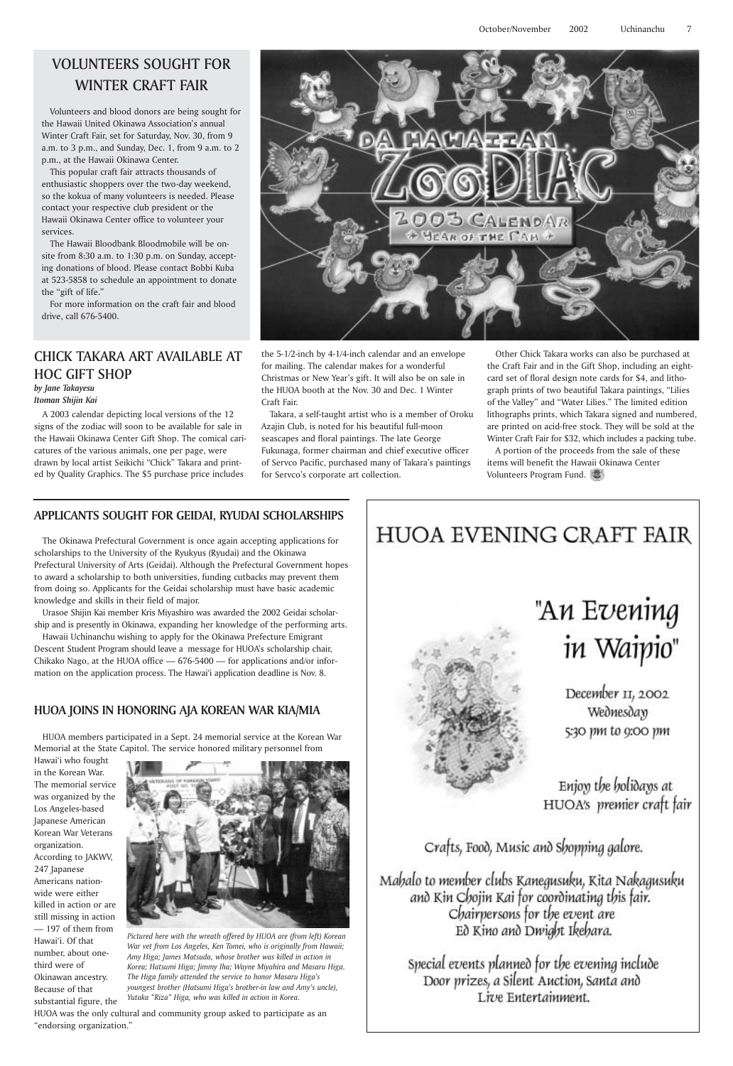## VOLUNTEERS SOUGHT FOR WINTER CRAFT FAIR

Volunteers and blood donors are being sought for the Hawaii United Okinawa Association's annual Winter Craft Fair, set for Saturday, Nov. 30, from 9 a.m. to 3 p.m., and Sunday, Dec. 1, from 9 a.m. to 2 p.m., at the Hawaii Okinawa Center.

This popular craft fair attracts thousands of enthusiastic shoppers over the two-day weekend, so the kokua of many volunteers is needed. Please contact your respective club president or the Hawaii Okinawa Center office to volunteer your services.

The Hawaii Bloodbank Bloodmobile will be on-site from 8:30 a.m. to 1:30 p.m. on Sunday, accepting donations of blood. Please contact Bobbi Kuba at 523-5858 to schedule an appointment to donate the "gift of life."

For more information on the craft fair and blood drive, call 676-5400.

## CHICK TAKARA ART AVAILABLE AT HOC GIFT SHOP

***by Jane Takayesu***
***Itoman Shijin Kai***

A 2003 calendar depicting local versions of the 12 signs of the zodiac will soon to be available for sale in the Hawaii Okinawa Center Gift Shop. The comical caricatures of the various animals, one per page, were drawn by local artist Seikichi "Chick" Takara and printed by Quality Graphics. The $5 purchase price includes the 5-1/2-inch by 4-1/4-inch calendar and an envelope for mailing. The calendar makes for a wonderful Christmas or New Year's gift. It will also be on sale in the HUOA booth at the Nov. 30 and Dec. 1 Winter Craft Fair.

Takara, a self-taught artist who is a member of Oroku Azajin Club, is noted for his beautiful full-moon seascapes and floral paintings. The late George Fukunaga, former chairman and chief executive officer of Servco Pacific, purchased many of Takara's paintings for Servco's corporate art collection.

Other Chick Takara works can also be purchased at the Craft Fair and in the Gift Shop, including an eight-card set of floral design note cards for $4, and lithograph prints of two beautiful Takara paintings, "Lilies of the Valley" and "Water Lilies." The limited edition lithographs prints, which Takara signed and numbered, are printed on acid-free stock. They will be sold at the Winter Craft Fair for $32, which includes a packing tube.

A portion of the proceeds from the sale of these items will benefit the Hawaii Okinawa Center Volunteers Program Fund.

## APPLICANTS SOUGHT FOR GEIDAI, RYUDAI SCHOLARSHIPS

The Okinawa Prefectural Government is once again accepting applications for scholarships to the University of the Ryukyus (Ryudai) and the Okinawa Prefectural University of Arts (Geidai). Although the Prefectural Government hopes to award a scholarship to both universities, funding cutbacks may prevent them from doing so. Applicants for the Geidai scholarship must have basic academic knowledge and skills in their field of major.

Urasoe Shijin Kai member Kris Miyashiro was awarded the 2002 Geidai scholarship and is presently in Okinawa, expanding her knowledge of the performing arts.

Hawaii Uchinanchu wishing to apply for the Okinawa Prefecture Emigrant Descent Student Program should leave a message for HUOA's scholarship chair, Chikako Nago, at the HUOA office — 676-5400 — for applications and/or information on the application process. The Hawai'i application deadline is Nov. 8.

## HUOA JOINS IN HONORING AJA KOREAN WAR KIA/MIA

HUOA members participated in a Sept. 24 memorial service at the Korean War Memorial at the State Capitol. The service honored military personnel from Hawai'i who fought in the Korean War. The memorial service was organized by the Los Angeles-based Japanese American Korean War Veterans organization. According to JAKWV, 247 Japanese Americans nationwide were either killed in action or are still missing in action — 197 of them from Hawai'i. Of that number, about one-third were of Okinawan ancestry. Because of that substantial figure, the HUOA was the only cultural and community group asked to participate as an "endorsing organization."

*Pictured here with the wreath offered by HUOA are (from left) Korean War vet from Los Angeles, Ken Tomei, who is originally from Hawaii; Amy Higa; James Matsuda, whose brother was killed in action in Korea; Hatsumi Higa; Jimmy Iha; Wayne Miyahira and Masaru Higa. The Higa family attended the service to honor Masaru Higa's youngest brother (Hatsumi Higa's brother-in law and Amy's uncle), Yutaka "Riza" Higa, who was killed in action in Korea.*

## HUOA EVENING CRAFT FAIR

### "An Evening in Waipio"

December 11, 2002
Wednesday
5:30 pm to 9:00 pm

Enjoy the holidays at HUOA's premier craft fair

Crafts, Food, Music and Shopping galore.

Mahalo to member clubs Kanegusuku, Kita Nakagusuku and Kin Chojin Kai for coordinating this fair.
Chairpersons for the event are Ed Kino and Dwight Ikehara.

Special events planned for the evening include Door prizes, a Silent Auction, Santa and Live Entertainment.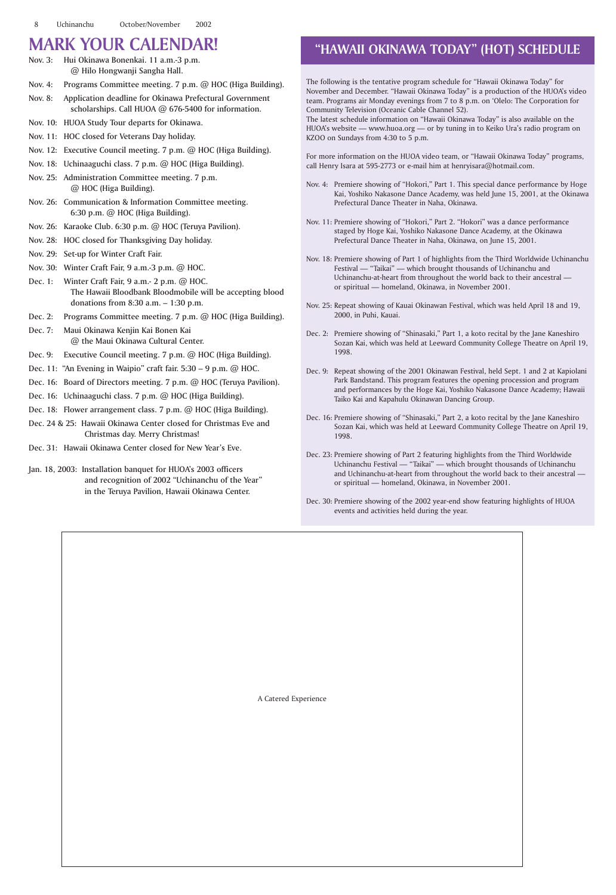# MARK YOUR CALENDAR!

Nov. 3: Hui Okinawa Bonenkai. 11 a.m.-3 p.m. @ Hilo Hongwanji Sangha Hall.

Nov. 4: Programs Committee meeting. 7 p.m. @ HOC (Higa Building).

Nov. 8: Application deadline for Okinawa Prefectural Government scholarships. Call HUOA @ 676-5400 for information.

Nov. 10: HUOA Study Tour departs for Okinawa.

Nov. 11: HOC closed for Veterans Day holiday.

Nov. 12: Executive Council meeting. 7 p.m. @ HOC (Higa Building).

Nov. 18: Uchinaaguchi class. 7 p.m. @ HOC (Higa Building).

Nov. 25: Administration Committee meeting. 7 p.m. @ HOC (Higa Building).

Nov. 26: Communication & Information Committee meeting. 6:30 p.m. @ HOC (Higa Building).

Nov. 26: Karaoke Club. 6:30 p.m. @ HOC (Teruya Pavilion).

Nov. 28: HOC closed for Thanksgiving Day holiday.

Nov. 29: Set-up for Winter Craft Fair.

Nov. 30: Winter Craft Fair, 9 a.m.-3 p.m. @ HOC.

Dec. 1: Winter Craft Fair, 9 a.m.- 2 p.m. @ HOC. The Hawaii Bloodbank Bloodmobile will be accepting blood donations from 8:30 a.m. – 1:30 p.m.

Dec. 2: Programs Committee meeting. 7 p.m. @ HOC (Higa Building).

Dec. 7: Maui Okinawa Kenjin Kai Bonen Kai @ the Maui Okinawa Cultural Center.

Dec. 9: Executive Council meeting. 7 p.m. @ HOC (Higa Building).

Dec. 11: "An Evening in Waipio" craft fair. 5:30 – 9 p.m. @ HOC.

Dec. 16: Board of Directors meeting. 7 p.m. @ HOC (Teruya Pavilion).

Dec. 16: Uchinaaguchi class. 7 p.m. @ HOC (Higa Building).

Dec. 18: Flower arrangement class. 7 p.m. @ HOC (Higa Building).

Dec. 24 & 25: Hawaii Okinawa Center closed for Christmas Eve and Christmas day. Merry Christmas!

Dec. 31: Hawaii Okinawa Center closed for New Year's Eve.

Jan. 18, 2003: Installation banquet for HUOA's 2003 officers and recognition of 2002 "Uchinanchu of the Year" in the Teruya Pavilion, Hawaii Okinawa Center.

# "HAWAII OKINAWA TODAY" (HOT) SCHEDULE

The following is the tentative program schedule for "Hawaii Okinawa Today" for November and December. "Hawaii Okinawa Today" is a production of the HUOA's video team. Programs air Monday evenings from 7 to 8 p.m. on 'Olelo: The Corporation for Community Television (Oceanic Cable Channel 52).

The latest schedule information on "Hawaii Okinawa Today" is also available on the HUOA's website — www.huoa.org — or by tuning in to Keiko Ura's radio program on KZOO on Sundays from 4:30 to 5 p.m.

For more information on the HUOA video team, or "Hawaii Okinawa Today" programs, call Henry Isara at 595-2773 or e-mail him at henryisara@hotmail.com.

Nov. 4: Premiere showing of "Hokori," Part 1. This special dance performance by Hoge Kai, Yoshiko Nakasone Dance Academy, was held June 15, 2001, at the Okinawa Prefectural Dance Theater in Naha, Okinawa.

Nov. 11: Premiere showing of "Hokori," Part 2. "Hokori" was a dance performance staged by Hoge Kai, Yoshiko Nakasone Dance Academy, at the Okinawa Prefectural Dance Theater in Naha, Okinawa, on June 15, 2001.

Nov. 18: Premiere showing of Part 1 of highlights from the Third Worldwide Uchinanchu Festival — "Taikai" — which brought thousands of Uchinanchu and Uchinanchu-at-heart from throughout the world back to their ancestral — or spiritual — homeland, Okinawa, in November 2001.

Nov. 25: Repeat showing of Kauai Okinawan Festival, which was held April 18 and 19, 2000, in Puhi, Kauai.

Dec. 2: Premiere showing of "Shinasaki," Part 1, a koto recital by the Jane Kaneshiro Sozan Kai, which was held at Leeward Community College Theatre on April 19, 1998.

Dec. 9: Repeat showing of the 2001 Okinawan Festival, held Sept. 1 and 2 at Kapiolani Park Bandstand. This program features the opening procession and program and performances by the Hoge Kai, Yoshiko Nakasone Dance Academy; Hawaii Taiko Kai and Kapahulu Okinawan Dancing Group.

Dec. 16: Premiere showing of "Shinasaki," Part 2, a koto recital by the Jane Kaneshiro Sozan Kai, which was held at Leeward Community College Theatre on April 19, 1998.

Dec. 23: Premiere showing of Part 2 featuring highlights from the Third Worldwide Uchinanchu Festival — "Taikai" — which brought thousands of Uchinanchu and Uchinanchu-at-heart from throughout the world back to their ancestral — or spiritual — homeland, Okinawa, in November 2001.

Dec. 30: Premiere showing of the 2002 year-end show featuring highlights of HUOA events and activities held during the year.

A Catered Experience